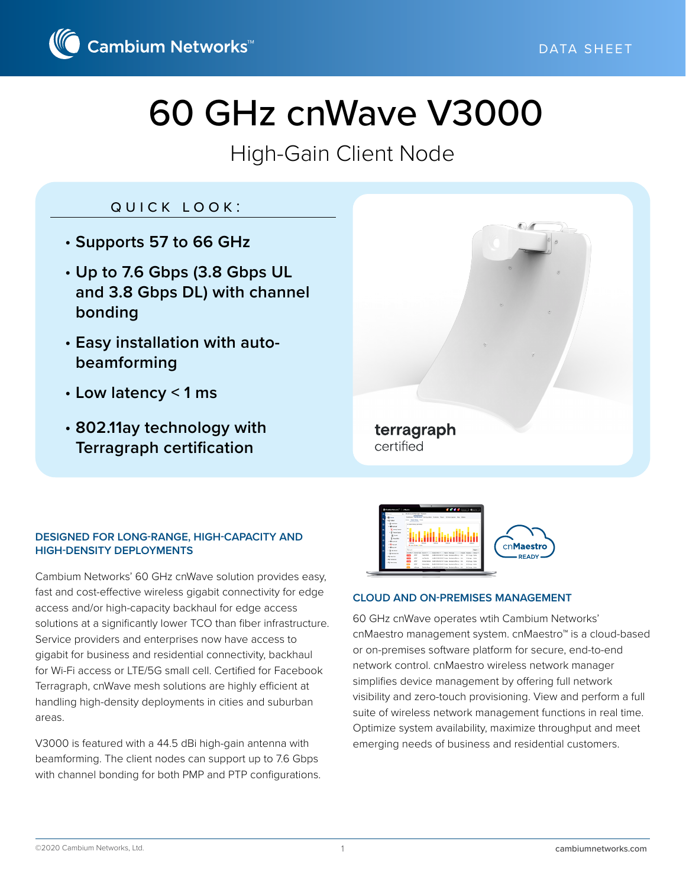DATA SHEET

# 60 GHz cnWave V3000

## High-Gain Client Node

### QUICK LOOK:

- **Supports 57 to 66 GHz**
- **Up to 7.6 Gbps (3.8 Gbps UL and 3.8 Gbps DL) with channel bonding**
- **Easy installation with auto-beamforming**
- **Low latency < 1 ms**
- **802.11ay technology with Terragraph certification**

**terragraph**
certified

### DESIGNED FOR LONG-RANGE, HIGH-CAPACITY AND HIGH-DENSITY DEPLOYMENTS

Cambium Networks' 60 GHz cnWave solution provides easy, fast and cost-effective wireless gigabit connectivity for edge access and/or high-capacity backhaul for edge access solutions at a significantly lower TCO than fiber infrastructure. Service providers and enterprises now have access to gigabit for business and residential connectivity, backhaul for Wi-Fi access or LTE/5G small cell. Certified for Facebook Terragraph, cnWave mesh solutions are highly efficient at handling high-density deployments in cities and suburban areas.

V3000 is featured with a 44.5 dBi high-gain antenna with beamforming. The client nodes can support up to 7.6 Gbps with channel bonding for both PMP and PTP configurations.

### CLOUD AND ON-PREMISES MANAGEMENT

60 GHz cnWave operates wtih Cambium Networks' cnMaestro management system. cnMaestro™ is a cloud-based or on-premises software platform for secure, end-to-end network control. cnMaestro wireless network manager simplifies device management by offering full network visibility and zero-touch provisioning. View and perform a full suite of wireless network management functions in real time. Optimize system availability, maximize throughput and meet emerging needs of business and residential customers.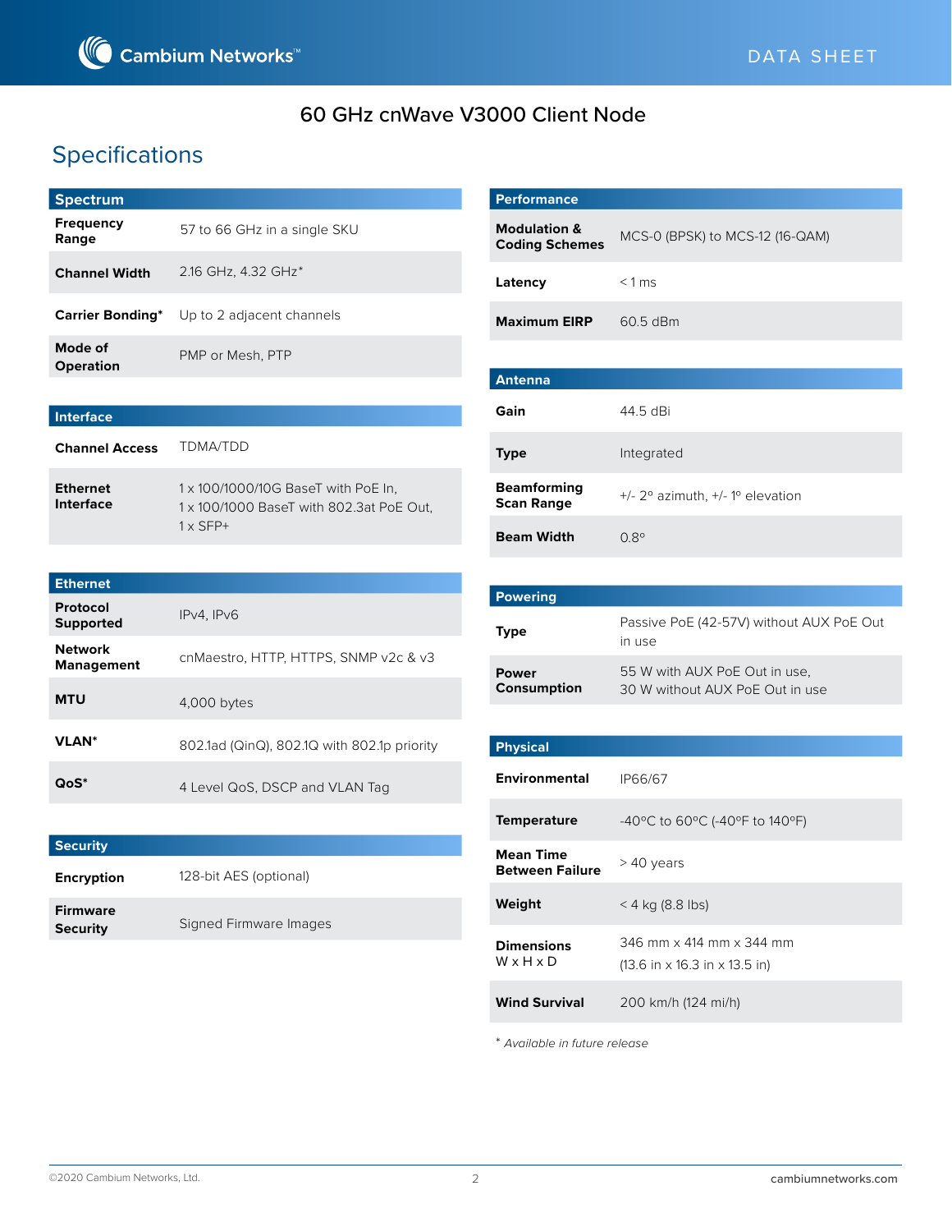# 60 GHz cnWave V3000 Client Node

## Specifications

| Spectrum | |
|---|---|
| **Frequency Range** | 57 to 66 GHz in a single SKU |
| **Channel Width** | 2.16 GHz, 4.32 GHz* |
| **Carrier Bonding*** | Up to 2 adjacent channels |
| **Mode of Operation** | PMP or Mesh, PTP |

| Interface | |
|---|---|
| **Channel Access** | TDMA/TDD |
| **Ethernet Interface** | 1 x 100/1000/10G BaseT with PoE In,<br>1 x 100/1000 BaseT with 802.3at PoE Out,<br>1 x SFP+ |

| Ethernet | |
|---|---|
| **Protocol Supported** | IPv4, IPv6 |
| **Network Management** | cnMaestro, HTTP, HTTPS, SNMP v2c & v3 |
| **MTU** | 4,000 bytes |
| **VLAN*** | 802.1ad (QinQ), 802.1Q with 802.1p priority |
| **QoS*** | 4 Level QoS, DSCP and VLAN Tag |

| Security | |
|---|---|
| **Encryption** | 128-bit AES (optional) |
| **Firmware Security** | Signed Firmware Images |

| Performance | |
|---|---|
| **Modulation & Coding Schemes** | MCS-0 (BPSK) to MCS-12 (16-QAM) |
| **Latency** | < 1 ms |
| **Maximum EIRP** | 60.5 dBm |

| Antenna | |
|---|---|
| **Gain** | 44.5 dBi |
| **Type** | Integrated |
| **Beamforming Scan Range** | +/- 2º azimuth, +/- 1º elevation |
| **Beam Width** | 0.8º |

| Powering | |
|---|---|
| **Type** | Passive PoE (42-57V) without AUX PoE Out in use |
| **Power Consumption** | 55 W with AUX PoE Out in use,<br>30 W without AUX PoE Out in use |

| Physical | |
|---|---|
| **Environmental** | IP66/67 |
| **Temperature** | -40ºC to 60ºC (-40ºF to 140ºF) |
| **Mean Time Between Failure** | > 40 years |
| **Weight** | < 4 kg (8.8 lbs) |
| **Dimensions** W x H x D | 346 mm x 414 mm x 344 mm<br>(13.6 in x 16.3 in x 13.5 in) |
| **Wind Survival** | 200 km/h (124 mi/h) |

* *Available in future release*

©2020 Cambium Networks, Ltd. cambiumnetworks.com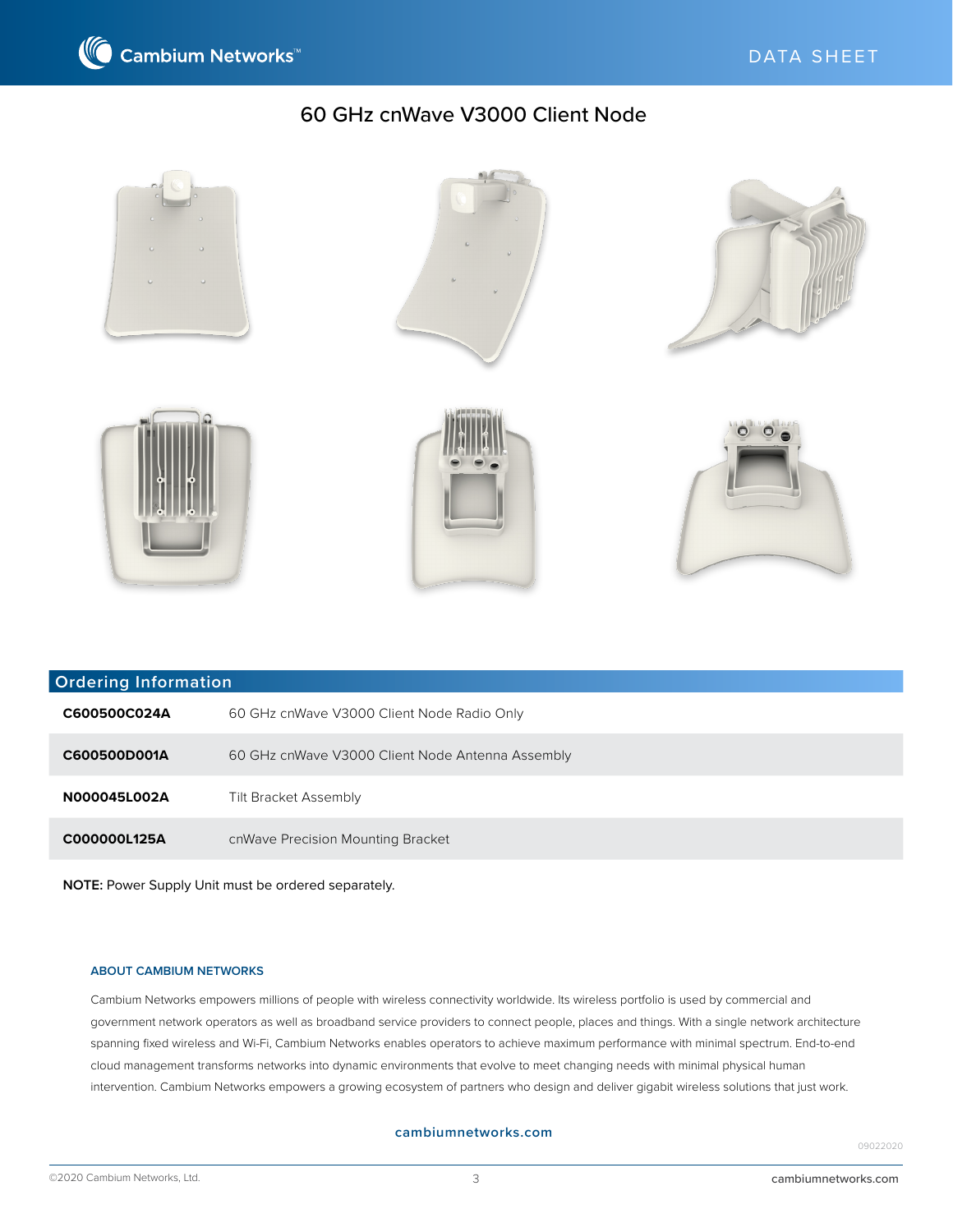# 60 GHz cnWave V3000 Client Node

## Ordering Information

| | |
|---|---|
| **C600500C024A** | 60 GHz cnWave V3000 Client Node Radio Only |
| **C600500D001A** | 60 GHz cnWave V3000 Client Node Antenna Assembly |
| **N000045L002A** | Tilt Bracket Assembly |
| **C000000L125A** | cnWave Precision Mounting Bracket |

**NOTE:** Power Supply Unit must be ordered separately.

### ABOUT CAMBIUM NETWORKS

Cambium Networks empowers millions of people with wireless connectivity worldwide. Its wireless portfolio is used by commercial and government network operators as well as broadband service providers to connect people, places and things. With a single network architecture spanning fixed wireless and Wi-Fi, Cambium Networks enables operators to achieve maximum performance with minimal spectrum. End-to-end cloud management transforms networks into dynamic environments that evolve to meet changing needs with minimal physical human intervention. Cambium Networks empowers a growing ecosystem of partners who design and deliver gigabit wireless solutions that just work.

cambiumnetworks.com

09022020

©2020 Cambium Networks, Ltd.